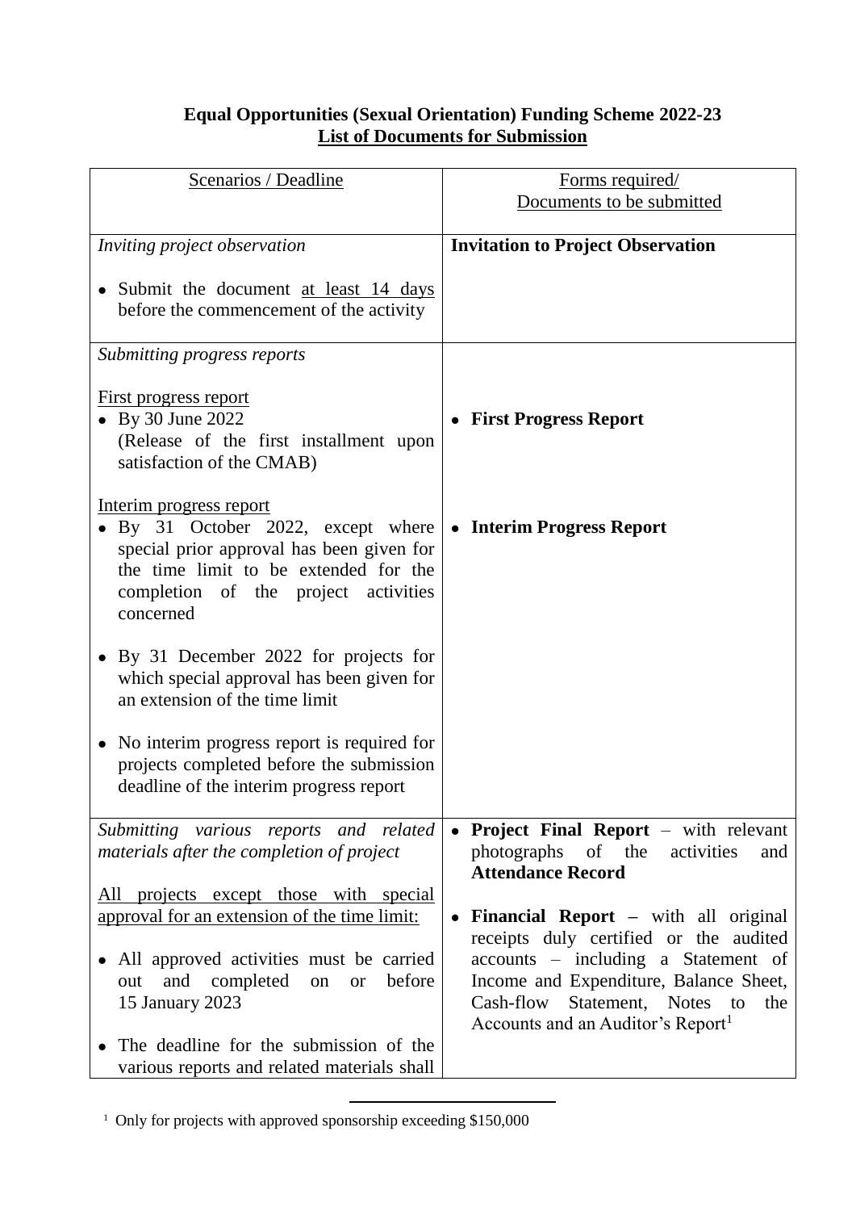**Equal Opportunities (Sexual Orientation) Funding Scheme 2022-23**
**List of Documents for Submission**

| Scenarios / Deadline | Forms required/ Documents to be submitted |
|---|---|
| *Inviting project observation*<br><br>• Submit the document at least 14 days before the commencement of the activity | **Invitation to Project Observation** |
| *Submitting progress reports*<br><br>First progress report<br>• By 30 June 2022 (Release of the first installment upon satisfaction of the CMAB)<br><br>Interim progress report<br>• By 31 October 2022, except where special prior approval has been given for the time limit to be extended for the completion of the project activities concerned<br><br>• By 31 December 2022 for projects for which special approval has been given for an extension of the time limit<br><br>• No interim progress report is required for projects completed before the submission deadline of the interim progress report | • **First Progress Report**<br><br>• **Interim Progress Report** |
| *Submitting various reports and related materials after the completion of project*<br><br>All projects except those with special approval for an extension of the time limit:<br><br>• All approved activities must be carried out and completed on or before 15 January 2023<br><br>• The deadline for the submission of the various reports and related materials shall | • **Project Final Report** – with relevant photographs of the activities and **Attendance Record**<br><br>• **Financial Report –** with all original receipts duly certified or the audited accounts – including a Statement of Income and Expenditure, Balance Sheet, Cash-flow Statement, Notes to the Accounts and an Auditor's Report[1] |

[1] Only for projects with approved sponsorship exceeding $150,000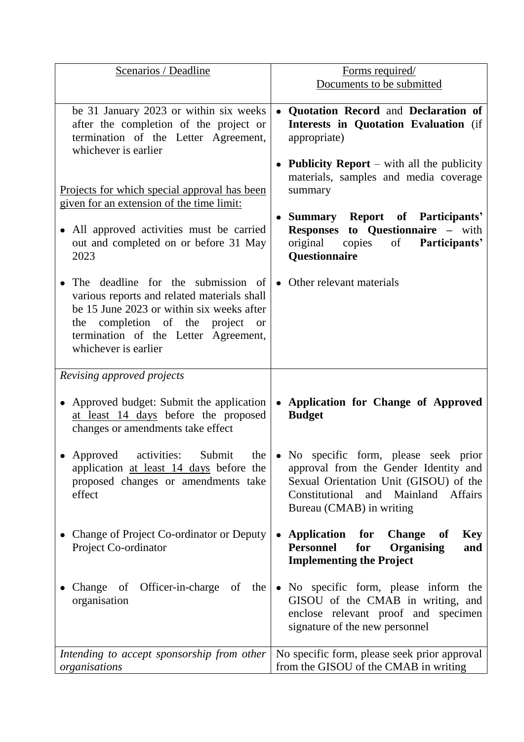| Scenarios / Deadline | Forms required/ Documents to be submitted |
|---|---|
| be 31 January 2023 or within six weeks after the completion of the project or termination of the Letter Agreement, whichever is earlier<br><br>Projects for which special approval has been given for an extension of the time limit:<br>• All approved activities must be carried out and completed on or before 31 May 2023<br>• The deadline for the submission of various reports and related materials shall be 15 June 2023 or within six weeks after the completion of the project or termination of the Letter Agreement, whichever is earlier | • **Quotation Record** and **Declaration of Interests in Quotation Evaluation** (if appropriate)<br>• **Publicity Report** – with all the publicity materials, samples and media coverage summary<br>• **Summary Report of Participants' Responses to Questionnaire** – with original copies of **Participants' Questionnaire**<br>• Other relevant materials |
| *Revising approved projects* | |
| • Approved budget: Submit the application at least 14 days before the proposed changes or amendments take effect | • **Application for Change of Approved Budget** |
| • Approved activities: Submit the application at least 14 days before the proposed changes or amendments take effect | • No specific form, please seek prior approval from the Gender Identity and Sexual Orientation Unit (GISOU) of the Constitutional and Mainland Affairs Bureau (CMAB) in writing |
| • Change of Project Co-ordinator or Deputy Project Co-ordinator | • **Application for Change of Key Personnel for Organising and Implementing the Project** |
| • Change of Officer-in-charge of the organisation | • No specific form, please inform the GISOU of the CMAB in writing, and enclose relevant proof and specimen signature of the new personnel |
| *Intending to accept sponsorship from other organisations* | No specific form, please seek prior approval from the GISOU of the CMAB in writing |